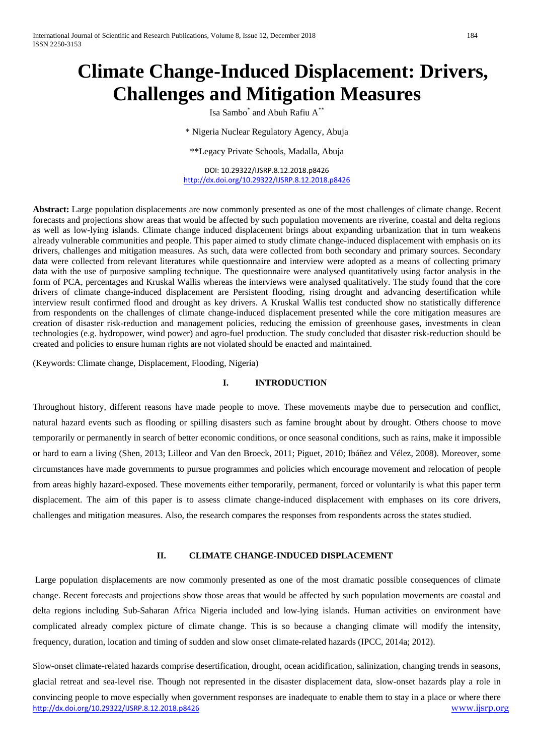# Climate Change-Induced Displacement: Drivers, Challenges and Mitigation Measures

Isa Sambo[*] and Abuh Rafiu A[**]

[*] Nigeria Nuclear Regulatory Agency, Abuja

[**]Legacy Private Schools, Madalla, Abuja

DOI: 10.29322/IJSRP.8.12.2018.p8426
http://dx.doi.org/10.29322/IJSRP.8.12.2018.p8426

**Abstract:** Large population displacements are now commonly presented as one of the most challenges of climate change. Recent forecasts and projections show areas that would be affected by such population movements are riverine, coastal and delta regions as well as low-lying islands. Climate change induced displacement brings about expanding urbanization that in turn weakens already vulnerable communities and people. This paper aimed to study climate change-induced displacement with emphasis on its drivers, challenges and mitigation measures. As such, data were collected from both secondary and primary sources. Secondary data were collected from relevant literatures while questionnaire and interview were adopted as a means of collecting primary data with the use of purposive sampling technique. The questionnaire were analysed quantitatively using factor analysis in the form of PCA, percentages and Kruskal Wallis whereas the interviews were analysed qualitatively. The study found that the core drivers of climate change-induced displacement are Persistent flooding, rising drought and advancing desertification while interview result confirmed flood and drought as key drivers. A Kruskal Wallis test conducted show no statistically difference from respondents on the challenges of climate change-induced displacement presented while the core mitigation measures are creation of disaster risk-reduction and management policies, reducing the emission of greenhouse gases, investments in clean technologies (e.g. hydropower, wind power) and agro-fuel production. The study concluded that disaster risk-reduction should be created and policies to ensure human rights are not violated should be enacted and maintained.

(Keywords: Climate change, Displacement, Flooding, Nigeria)

## I. INTRODUCTION

Throughout history, different reasons have made people to move. These movements maybe due to persecution and conflict, natural hazard events such as flooding or spilling disasters such as famine brought about by drought. Others choose to move temporarily or permanently in search of better economic conditions, or once seasonal conditions, such as rains, make it impossible or hard to earn a living (Shen, 2013; Lilleor and Van den Broeck, 2011; Piguet, 2010; Ibáñez and Vélez, 2008). Moreover, some circumstances have made governments to pursue programmes and policies which encourage movement and relocation of people from areas highly hazard-exposed. These movements either temporarily, permanent, forced or voluntarily is what this paper term displacement. The aim of this paper is to assess climate change-induced displacement with emphases on its core drivers, challenges and mitigation measures. Also, the research compares the responses from respondents across the states studied.

## II. CLIMATE CHANGE-INDUCED DISPLACEMENT

Large population displacements are now commonly presented as one of the most dramatic possible consequences of climate change. Recent forecasts and projections show those areas that would be affected by such population movements are coastal and delta regions including Sub-Saharan Africa Nigeria included and low-lying islands. Human activities on environment have complicated already complex picture of climate change. This is so because a changing climate will modify the intensity, frequency, duration, location and timing of sudden and slow onset climate-related hazards (IPCC, 2014a; 2012).

Slow-onset climate-related hazards comprise desertification, drought, ocean acidification, salinization, changing trends in seasons, glacial retreat and sea-level rise. Though not represented in the disaster displacement data, slow-onset hazards play a role in convincing people to move especially when government responses are inadequate to enable them to stay in a place or where there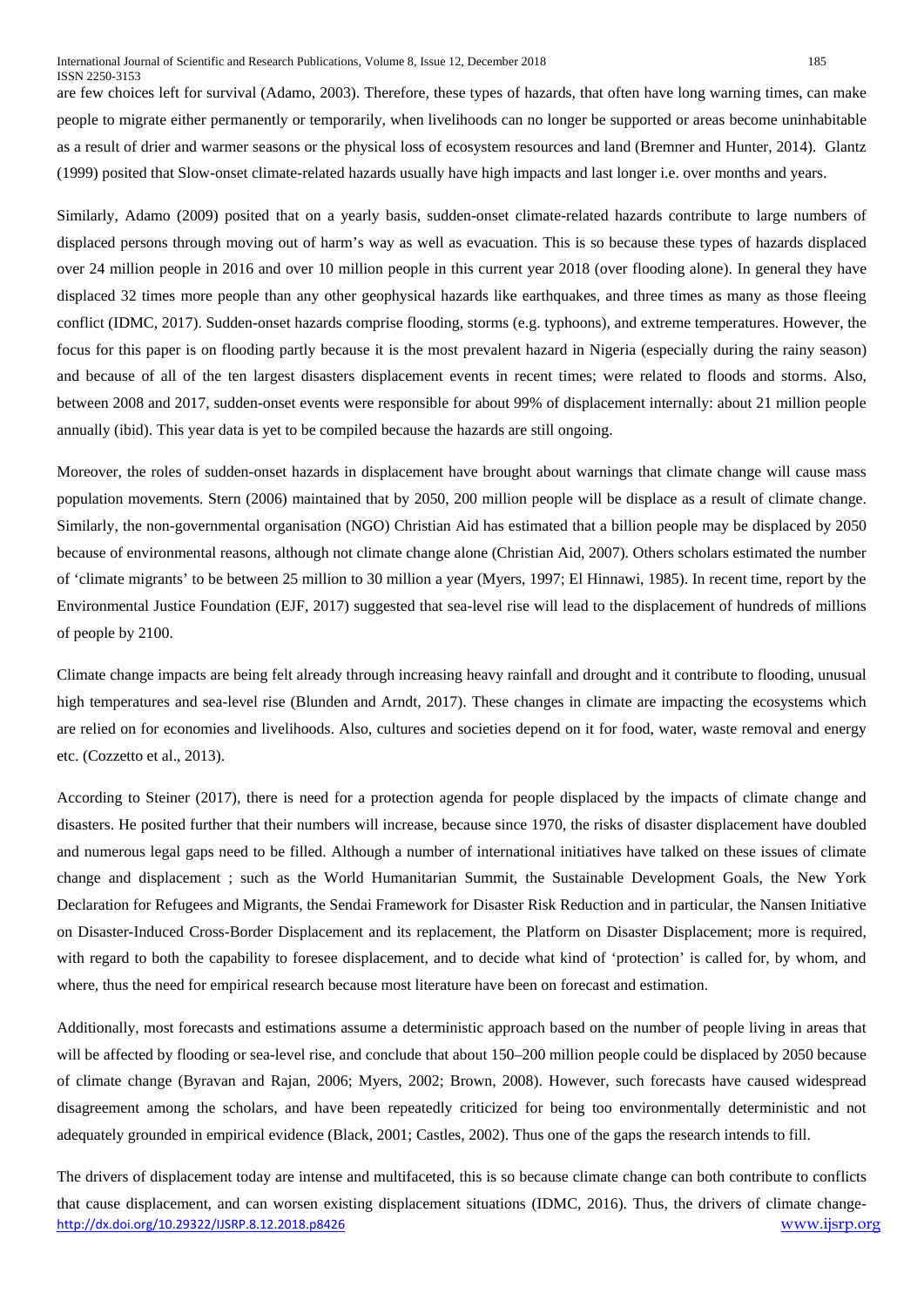are few choices left for survival (Adamo, 2003). Therefore, these types of hazards, that often have long warning times, can make people to migrate either permanently or temporarily, when livelihoods can no longer be supported or areas become uninhabitable as a result of drier and warmer seasons or the physical loss of ecosystem resources and land (Bremner and Hunter, 2014). Glantz (1999) posited that Slow-onset climate-related hazards usually have high impacts and last longer i.e. over months and years.

Similarly, Adamo (2009) posited that on a yearly basis, sudden-onset climate-related hazards contribute to large numbers of displaced persons through moving out of harm's way as well as evacuation. This is so because these types of hazards displaced over 24 million people in 2016 and over 10 million people in this current year 2018 (over flooding alone). In general they have displaced 32 times more people than any other geophysical hazards like earthquakes, and three times as many as those fleeing conflict (IDMC, 2017). Sudden-onset hazards comprise flooding, storms (e.g. typhoons), and extreme temperatures. However, the focus for this paper is on flooding partly because it is the most prevalent hazard in Nigeria (especially during the rainy season) and because of all of the ten largest disasters displacement events in recent times; were related to floods and storms. Also, between 2008 and 2017, sudden-onset events were responsible for about 99% of displacement internally: about 21 million people annually (ibid). This year data is yet to be compiled because the hazards are still ongoing.

Moreover, the roles of sudden-onset hazards in displacement have brought about warnings that climate change will cause mass population movements. Stern (2006) maintained that by 2050, 200 million people will be displace as a result of climate change. Similarly, the non-governmental organisation (NGO) Christian Aid has estimated that a billion people may be displaced by 2050 because of environmental reasons, although not climate change alone (Christian Aid, 2007). Others scholars estimated the number of 'climate migrants' to be between 25 million to 30 million a year (Myers, 1997; El Hinnawi, 1985). In recent time, report by the Environmental Justice Foundation (EJF, 2017) suggested that sea-level rise will lead to the displacement of hundreds of millions of people by 2100.

Climate change impacts are being felt already through increasing heavy rainfall and drought and it contribute to flooding, unusual high temperatures and sea-level rise (Blunden and Arndt, 2017). These changes in climate are impacting the ecosystems which are relied on for economies and livelihoods. Also, cultures and societies depend on it for food, water, waste removal and energy etc. (Cozzetto et al., 2013).

According to Steiner (2017), there is need for a protection agenda for people displaced by the impacts of climate change and disasters. He posited further that their numbers will increase, because since 1970, the risks of disaster displacement have doubled and numerous legal gaps need to be filled. Although a number of international initiatives have talked on these issues of climate change and displacement ; such as the World Humanitarian Summit, the Sustainable Development Goals, the New York Declaration for Refugees and Migrants, the Sendai Framework for Disaster Risk Reduction and in particular, the Nansen Initiative on Disaster-Induced Cross-Border Displacement and its replacement, the Platform on Disaster Displacement; more is required, with regard to both the capability to foresee displacement, and to decide what kind of 'protection' is called for, by whom, and where, thus the need for empirical research because most literature have been on forecast and estimation.

Additionally, most forecasts and estimations assume a deterministic approach based on the number of people living in areas that will be affected by flooding or sea-level rise, and conclude that about 150–200 million people could be displaced by 2050 because of climate change (Byravan and Rajan, 2006; Myers, 2002; Brown, 2008). However, such forecasts have caused widespread disagreement among the scholars, and have been repeatedly criticized for being too environmentally deterministic and not adequately grounded in empirical evidence (Black, 2001; Castles, 2002). Thus one of the gaps the research intends to fill.

The drivers of displacement today are intense and multifaceted, this is so because climate change can both contribute to conflicts that cause displacement, and can worsen existing displacement situations (IDMC, 2016). Thus, the drivers of climate change-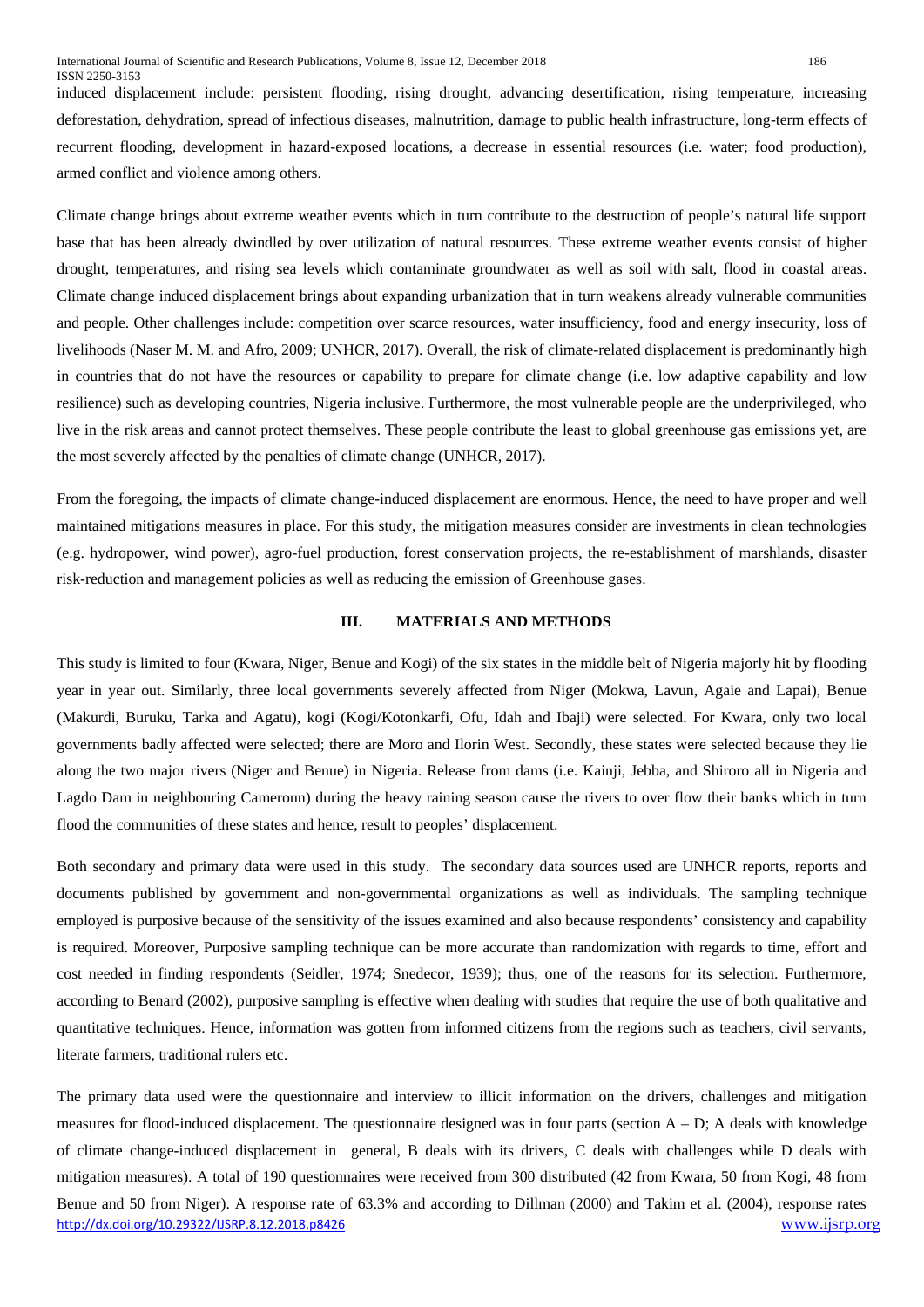induced displacement include: persistent flooding, rising drought, advancing desertification, rising temperature, increasing deforestation, dehydration, spread of infectious diseases, malnutrition, damage to public health infrastructure, long-term effects of recurrent flooding, development in hazard-exposed locations, a decrease in essential resources (i.e. water; food production), armed conflict and violence among others.

Climate change brings about extreme weather events which in turn contribute to the destruction of people's natural life support base that has been already dwindled by over utilization of natural resources. These extreme weather events consist of higher drought, temperatures, and rising sea levels which contaminate groundwater as well as soil with salt, flood in coastal areas. Climate change induced displacement brings about expanding urbanization that in turn weakens already vulnerable communities and people. Other challenges include: competition over scarce resources, water insufficiency, food and energy insecurity, loss of livelihoods (Naser M. M. and Afro, 2009; UNHCR, 2017). Overall, the risk of climate-related displacement is predominantly high in countries that do not have the resources or capability to prepare for climate change (i.e. low adaptive capability and low resilience) such as developing countries, Nigeria inclusive. Furthermore, the most vulnerable people are the underprivileged, who live in the risk areas and cannot protect themselves. These people contribute the least to global greenhouse gas emissions yet, are the most severely affected by the penalties of climate change (UNHCR, 2017).

From the foregoing, the impacts of climate change-induced displacement are enormous. Hence, the need to have proper and well maintained mitigations measures in place. For this study, the mitigation measures consider are investments in clean technologies (e.g. hydropower, wind power), agro-fuel production, forest conservation projects, the re-establishment of marshlands, disaster risk-reduction and management policies as well as reducing the emission of Greenhouse gases.

## III. MATERIALS AND METHODS

This study is limited to four (Kwara, Niger, Benue and Kogi) of the six states in the middle belt of Nigeria majorly hit by flooding year in year out. Similarly, three local governments severely affected from Niger (Mokwa, Lavun, Agaie and Lapai), Benue (Makurdi, Buruku, Tarka and Agatu), kogi (Kogi/Kotonkarfi, Ofu, Idah and Ibaji) were selected. For Kwara, only two local governments badly affected were selected; there are Moro and Ilorin West. Secondly, these states were selected because they lie along the two major rivers (Niger and Benue) in Nigeria. Release from dams (i.e. Kainji, Jebba, and Shiroro all in Nigeria and Lagdo Dam in neighbouring Cameroun) during the heavy raining season cause the rivers to over flow their banks which in turn flood the communities of these states and hence, result to peoples' displacement.

Both secondary and primary data were used in this study. The secondary data sources used are UNHCR reports, reports and documents published by government and non-governmental organizations as well as individuals. The sampling technique employed is purposive because of the sensitivity of the issues examined and also because respondents' consistency and capability is required. Moreover, Purposive sampling technique can be more accurate than randomization with regards to time, effort and cost needed in finding respondents (Seidler, 1974; Snedecor, 1939); thus, one of the reasons for its selection. Furthermore, according to Benard (2002), purposive sampling is effective when dealing with studies that require the use of both qualitative and quantitative techniques. Hence, information was gotten from informed citizens from the regions such as teachers, civil servants, literate farmers, traditional rulers etc.

The primary data used were the questionnaire and interview to illicit information on the drivers, challenges and mitigation measures for flood-induced displacement. The questionnaire designed was in four parts (section A – D; A deals with knowledge of climate change-induced displacement in general, B deals with its drivers, C deals with challenges while D deals with mitigation measures). A total of 190 questionnaires were received from 300 distributed (42 from Kwara, 50 from Kogi, 48 from Benue and 50 from Niger). A response rate of 63.3% and according to Dillman (2000) and Takim et al. (2004), response rates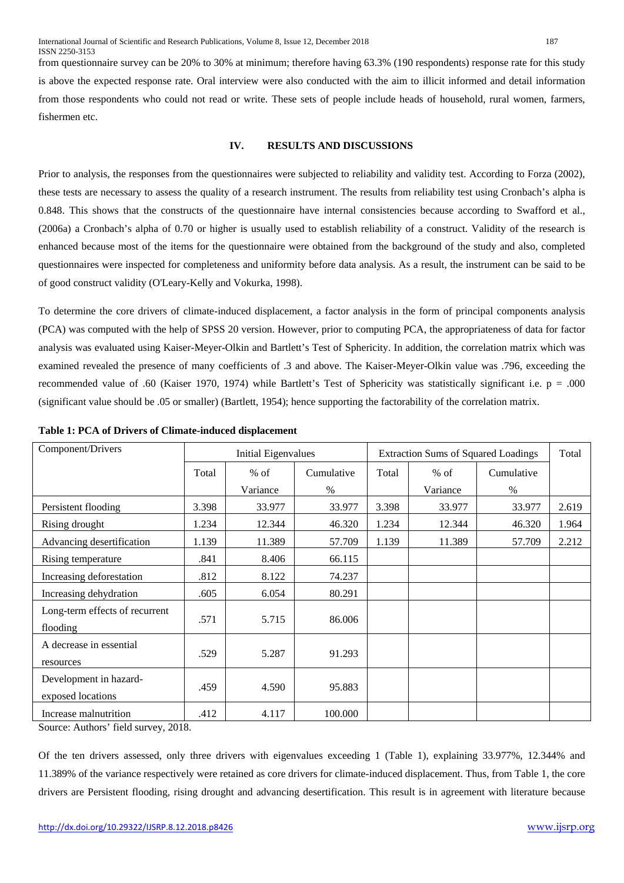from questionnaire survey can be 20% to 30% at minimum; therefore having 63.3% (190 respondents) response rate for this study is above the expected response rate. Oral interview were also conducted with the aim to illicit informed and detail information from those respondents who could not read or write. These sets of people include heads of household, rural women, farmers, fishermen etc.

## IV. RESULTS AND DISCUSSIONS

Prior to analysis, the responses from the questionnaires were subjected to reliability and validity test. According to Forza (2002), these tests are necessary to assess the quality of a research instrument. The results from reliability test using Cronbach's alpha is 0.848. This shows that the constructs of the questionnaire have internal consistencies because according to Swafford et al., (2006a) a Cronbach's alpha of 0.70 or higher is usually used to establish reliability of a construct. Validity of the research is enhanced because most of the items for the questionnaire were obtained from the background of the study and also, completed questionnaires were inspected for completeness and uniformity before data analysis. As a result, the instrument can be said to be of good construct validity (O'Leary-Kelly and Vokurka, 1998).

To determine the core drivers of climate-induced displacement, a factor analysis in the form of principal components analysis (PCA) was computed with the help of SPSS 20 version. However, prior to computing PCA, the appropriateness of data for factor analysis was evaluated using Kaiser-Meyer-Olkin and Bartlett's Test of Sphericity. In addition, the correlation matrix which was examined revealed the presence of many coefficients of .3 and above. The Kaiser-Meyer-Olkin value was .796, exceeding the recommended value of .60 (Kaiser 1970, 1974) while Bartlett's Test of Sphericity was statistically significant i.e. $p = .000$ (significant value should be .05 or smaller) (Bartlett, 1954); hence supporting the factorability of the correlation matrix.

**Table 1: PCA of Drivers of Climate-induced displacement**

| Component/Drivers | Initial Eigenvalues | | | Extraction Sums of Squared Loadings | | | Total |
|---|---|---|---|---|---|---|---|
| | Total | % of Variance | Cumulative % | Total | % of Variance | Cumulative % | |
| Persistent flooding | 3.398 | 33.977 | 33.977 | 3.398 | 33.977 | 33.977 | 2.619 |
| Rising drought | 1.234 | 12.344 | 46.320 | 1.234 | 12.344 | 46.320 | 1.964 |
| Advancing desertification | 1.139 | 11.389 | 57.709 | 1.139 | 11.389 | 57.709 | 2.212 |
| Rising temperature | .841 | 8.406 | 66.115 | | | | |
| Increasing deforestation | .812 | 8.122 | 74.237 | | | | |
| Increasing dehydration | .605 | 6.054 | 80.291 | | | | |
| Long-term effects of recurrent flooding | .571 | 5.715 | 86.006 | | | | |
| A decrease in essential resources | .529 | 5.287 | 91.293 | | | | |
| Development in hazard-exposed locations | .459 | 4.590 | 95.883 | | | | |
| Increase malnutrition | .412 | 4.117 | 100.000 | | | | |

Source: Authors' field survey, 2018.

Of the ten drivers assessed, only three drivers with eigenvalues exceeding 1 (Table 1), explaining 33.977%, 12.344% and 11.389% of the variance respectively were retained as core drivers for climate-induced displacement. Thus, from Table 1, the core drivers are Persistent flooding, rising drought and advancing desertification. This result is in agreement with literature because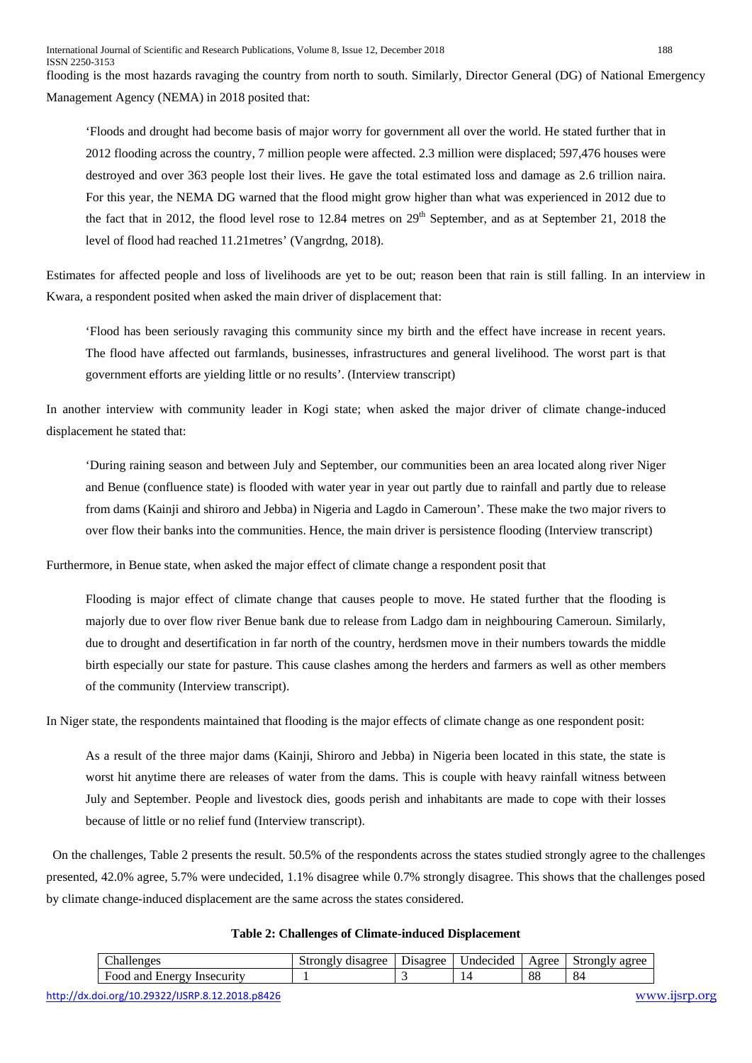flooding is the most hazards ravaging the country from north to south. Similarly, Director General (DG) of National Emergency Management Agency (NEMA) in 2018 posited that:

> 'Floods and drought had become basis of major worry for government all over the world. He stated further that in 2012 flooding across the country, 7 million people were affected. 2.3 million were displaced; 597,476 houses were destroyed and over 363 people lost their lives. He gave the total estimated loss and damage as 2.6 trillion naira. For this year, the NEMA DG warned that the flood might grow higher than what was experienced in 2012 due to the fact that in 2012, the flood level rose to 12.84 metres on 29th September, and as at September 21, 2018 the level of flood had reached 11.21metres' (Vangrdng, 2018).

Estimates for affected people and loss of livelihoods are yet to be out; reason been that rain is still falling. In an interview in Kwara, a respondent posited when asked the main driver of displacement that:

> 'Flood has been seriously ravaging this community since my birth and the effect have increase in recent years. The flood have affected out farmlands, businesses, infrastructures and general livelihood. The worst part is that government efforts are yielding little or no results'. (Interview transcript)

In another interview with community leader in Kogi state; when asked the major driver of climate change-induced displacement he stated that:

> 'During raining season and between July and September, our communities been an area located along river Niger and Benue (confluence state) is flooded with water year in year out partly due to rainfall and partly due to release from dams (Kainji and shiroro and Jebba) in Nigeria and Lagdo in Cameroun'. These make the two major rivers to over flow their banks into the communities. Hence, the main driver is persistence flooding (Interview transcript)

Furthermore, in Benue state, when asked the major effect of climate change a respondent posit that

> Flooding is major effect of climate change that causes people to move. He stated further that the flooding is majorly due to over flow river Benue bank due to release from Ladgo dam in neighbouring Cameroun. Similarly, due to drought and desertification in far north of the country, herdsmen move in their numbers towards the middle birth especially our state for pasture. This cause clashes among the herders and farmers as well as other members of the community (Interview transcript).

In Niger state, the respondents maintained that flooding is the major effects of climate change as one respondent posit:

> As a result of the three major dams (Kainji, Shiroro and Jebba) in Nigeria been located in this state, the state is worst hit anytime there are releases of water from the dams. This is couple with heavy rainfall witness between July and September. People and livestock dies, goods perish and inhabitants are made to cope with their losses because of little or no relief fund (Interview transcript).

On the challenges, Table 2 presents the result. 50.5% of the respondents across the states studied strongly agree to the challenges presented, 42.0% agree, 5.7% were undecided, 1.1% disagree while 0.7% strongly disagree. This shows that the challenges posed by climate change-induced displacement are the same across the states considered.

**Table 2: Challenges of Climate-induced Displacement**

| Challenges | Strongly disagree | Disagree | Undecided | Agree | Strongly agree |
|---|---|---|---|---|---|
| Food and Energy Insecurity | 1 | 3 | 14 | 88 | 84 |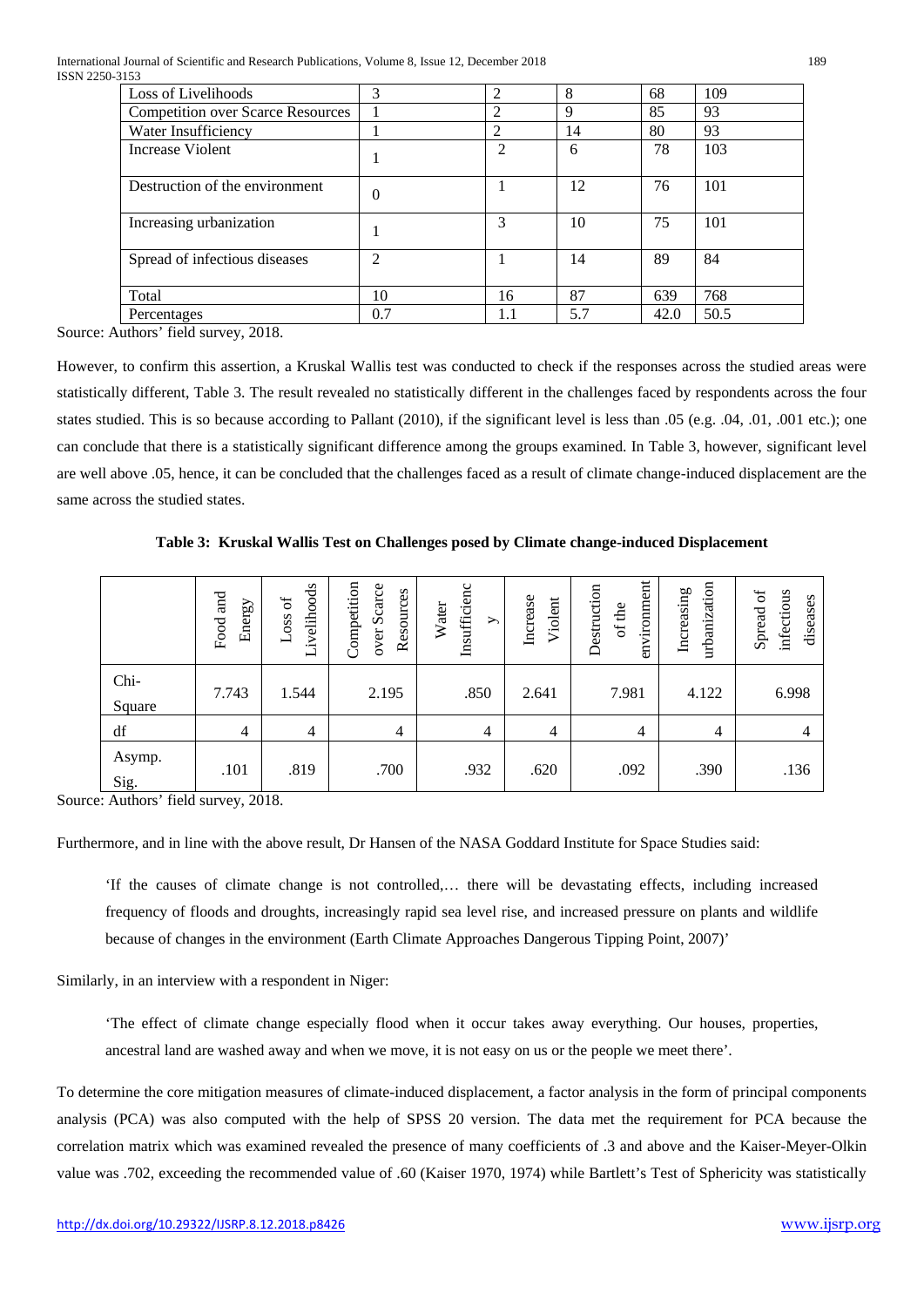| Loss of Livelihoods | 3 | 2 | 8 | 68 | 109 |
|---|---|---|---|---|---|
| Competition over Scarce Resources | 1 | 2 | 9 | 85 | 93 |
| Water Insufficiency | 1 | 2 | 14 | 80 | 93 |
| Increase Violent | 1 | 2 | 6 | 78 | 103 |
| Destruction of the environment | 0 | 1 | 12 | 76 | 101 |
| Increasing urbanization | 1 | 3 | 10 | 75 | 101 |
| Spread of infectious diseases | 2 | 1 | 14 | 89 | 84 |
| Total | 10 | 16 | 87 | 639 | 768 |
| Percentages | 0.7 | 1.1 | 5.7 | 42.0 | 50.5 |

Source: Authors' field survey, 2018.

However, to confirm this assertion, a Kruskal Wallis test was conducted to check if the responses across the studied areas were statistically different, Table 3. The result revealed no statistically different in the challenges faced by respondents across the four states studied. This is so because according to Pallant (2010), if the significant level is less than .05 (e.g. .04, .01, .001 etc.); one can conclude that there is a statistically significant difference among the groups examined. In Table 3, however, significant level are well above .05, hence, it can be concluded that the challenges faced as a result of climate change-induced displacement are the same across the studied states.

**Table 3: Kruskal Wallis Test on Challenges posed by Climate change-induced Displacement**

| | Food and Energy | Loss of Livelihoods | Competition over Scarce Resources | Water Insufficiency | Increase Violent | Destruction of the environment | Increasing urbanization | Spread of infectious diseases |
|---|---|---|---|---|---|---|---|---|
| Chi-Square | 7.743 | 1.544 | 2.195 | .850 | 2.641 | 7.981 | 4.122 | 6.998 |
| df | 4 | 4 | 4 | 4 | 4 | 4 | 4 | 4 |
| Asymp. Sig. | .101 | .819 | .700 | .932 | .620 | .092 | .390 | .136 |

Source: Authors' field survey, 2018.

Furthermore, and in line with the above result, Dr Hansen of the NASA Goddard Institute for Space Studies said:

> 'If the causes of climate change is not controlled,… there will be devastating effects, including increased frequency of floods and droughts, increasingly rapid sea level rise, and increased pressure on plants and wildlife because of changes in the environment (Earth Climate Approaches Dangerous Tipping Point, 2007)'

Similarly, in an interview with a respondent in Niger:

> 'The effect of climate change especially flood when it occur takes away everything. Our houses, properties, ancestral land are washed away and when we move, it is not easy on us or the people we meet there'.

To determine the core mitigation measures of climate-induced displacement, a factor analysis in the form of principal components analysis (PCA) was also computed with the help of SPSS 20 version. The data met the requirement for PCA because the correlation matrix which was examined revealed the presence of many coefficients of .3 and above and the Kaiser-Meyer-Olkin value was .702, exceeding the recommended value of .60 (Kaiser 1970, 1974) while Bartlett's Test of Sphericity was statistically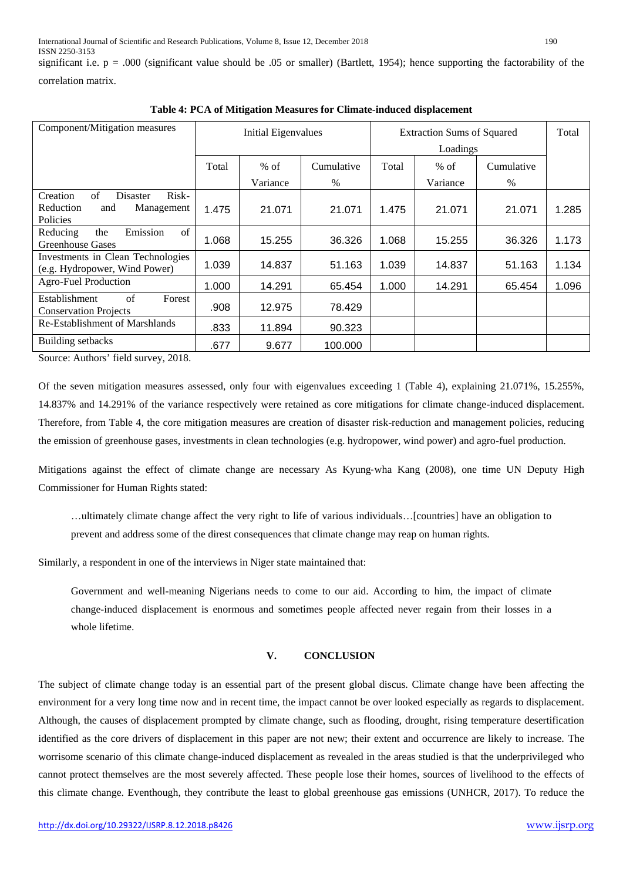significant i.e. p = .000 (significant value should be .05 or smaller) (Bartlett, 1954); hence supporting the factorability of the correlation matrix.

**Table 4: PCA of Mitigation Measures for Climate-induced displacement**

| Component/Mitigation measures | Initial Eigenvalues | | | Extraction Sums of Squared Loadings | | | Total |
|---|---|---|---|---|---|---|---|
| | Total | % of Variance | Cumulative % | Total | % of Variance | Cumulative % | |
| Creation of Disaster Risk-Reduction and Management Policies | 1.475 | 21.071 | 21.071 | 1.475 | 21.071 | 21.071 | 1.285 |
| Reducing the Emission of Greenhouse Gases | 1.068 | 15.255 | 36.326 | 1.068 | 15.255 | 36.326 | 1.173 |
| Investments in Clean Technologies (e.g. Hydropower, Wind Power) | 1.039 | 14.837 | 51.163 | 1.039 | 14.837 | 51.163 | 1.134 |
| Agro-Fuel Production | 1.000 | 14.291 | 65.454 | 1.000 | 14.291 | 65.454 | 1.096 |
| Establishment of Forest Conservation Projects | .908 | 12.975 | 78.429 | | | | |
| Re-Establishment of Marshlands | .833 | 11.894 | 90.323 | | | | |
| Building setbacks | .677 | 9.677 | 100.000 | | | | |

Source: Authors' field survey, 2018.

Of the seven mitigation measures assessed, only four with eigenvalues exceeding 1 (Table 4), explaining 21.071%, 15.255%, 14.837% and 14.291% of the variance respectively were retained as core mitigations for climate change-induced displacement. Therefore, from Table 4, the core mitigation measures are creation of disaster risk-reduction and management policies, reducing the emission of greenhouse gases, investments in clean technologies (e.g. hydropower, wind power) and agro-fuel production.

Mitigations against the effect of climate change are necessary As Kyung-wha Kang (2008), one time UN Deputy High Commissioner for Human Rights stated:

> …ultimately climate change affect the very right to life of various individuals…[countries] have an obligation to prevent and address some of the direst consequences that climate change may reap on human rights.

Similarly, a respondent in one of the interviews in Niger state maintained that:

> Government and well-meaning Nigerians needs to come to our aid. According to him, the impact of climate change-induced displacement is enormous and sometimes people affected never regain from their losses in a whole lifetime.

## V. CONCLUSION

The subject of climate change today is an essential part of the present global discus. Climate change have been affecting the environment for a very long time now and in recent time, the impact cannot be over looked especially as regards to displacement. Although, the causes of displacement prompted by climate change, such as flooding, drought, rising temperature desertification identified as the core drivers of displacement in this paper are not new; their extent and occurrence are likely to increase. The worrisome scenario of this climate change-induced displacement as revealed in the areas studied is that the underprivileged who cannot protect themselves are the most severely affected. These people lose their homes, sources of livelihood to the effects of this climate change. Eventhough, they contribute the least to global greenhouse gas emissions (UNHCR, 2017). To reduce the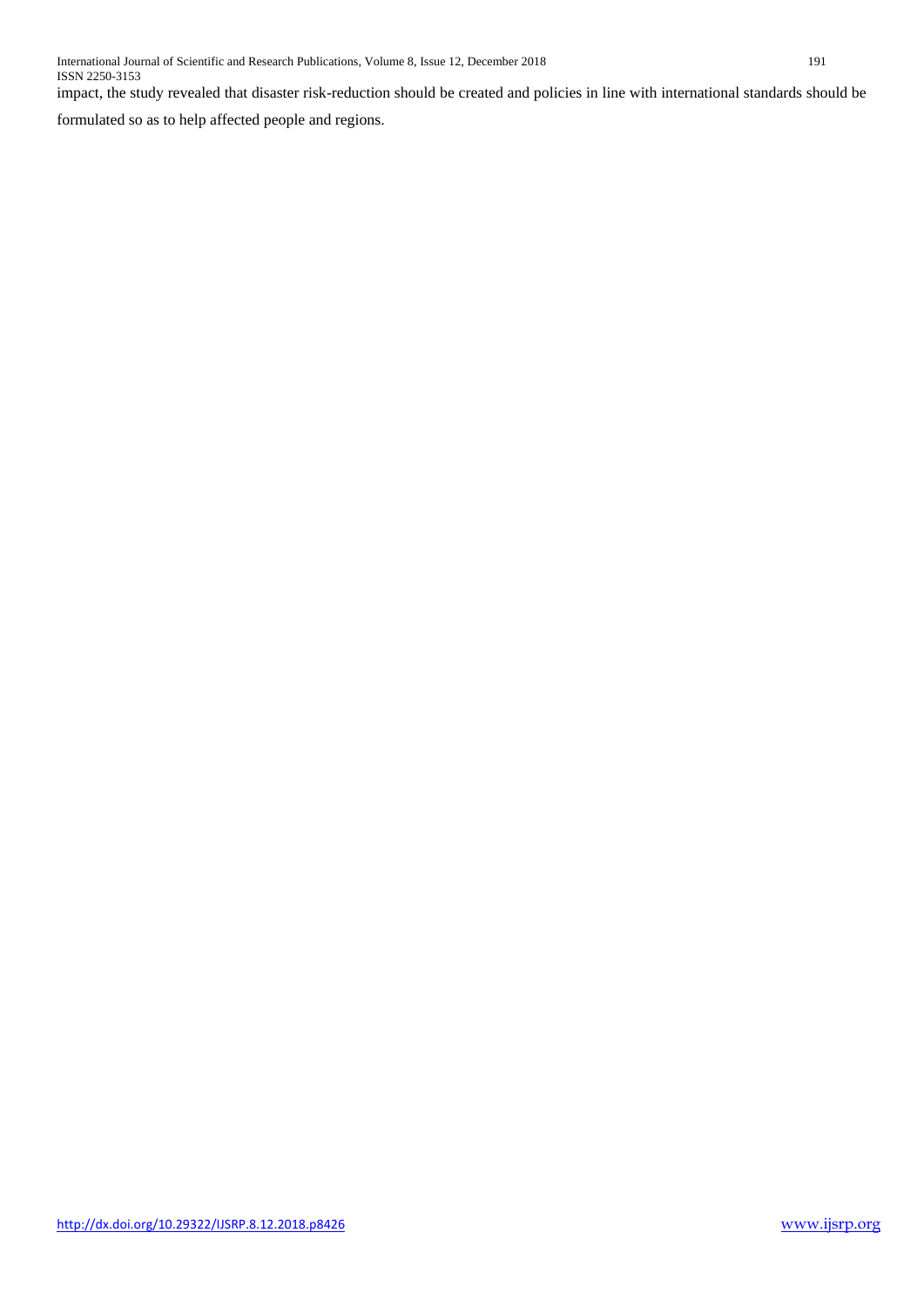impact, the study revealed that disaster risk-reduction should be created and policies in line with international standards should be formulated so as to help affected people and regions.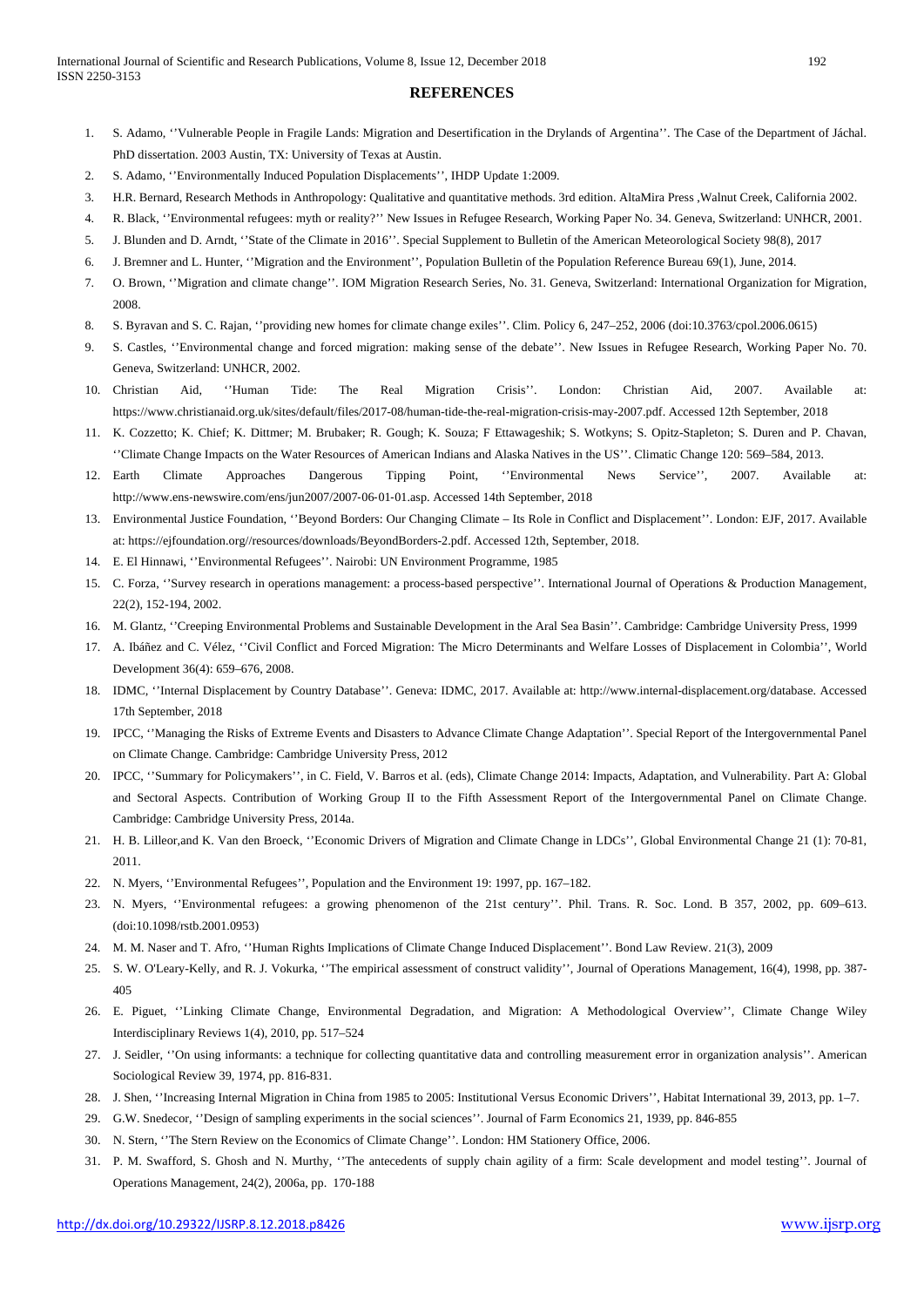## REFERENCES

1. S. Adamo, ''Vulnerable People in Fragile Lands: Migration and Desertification in the Drylands of Argentina''. The Case of the Department of Jáchal. PhD dissertation. 2003 Austin, TX: University of Texas at Austin.
2. S. Adamo, ''Environmentally Induced Population Displacements'', IHDP Update 1:2009.
3. H.R. Bernard, Research Methods in Anthropology: Qualitative and quantitative methods. 3rd edition. AltaMira Press ,Walnut Creek, California 2002.
4. R. Black, ''Environmental refugees: myth or reality?'' New Issues in Refugee Research, Working Paper No. 34. Geneva, Switzerland: UNHCR, 2001.
5. J. Blunden and D. Arndt, ''State of the Climate in 2016''. Special Supplement to Bulletin of the American Meteorological Society 98(8), 2017
6. J. Bremner and L. Hunter, ''Migration and the Environment'', Population Bulletin of the Population Reference Bureau 69(1), June, 2014.
7. O. Brown, ''Migration and climate change''. IOM Migration Research Series, No. 31. Geneva, Switzerland: International Organization for Migration, 2008.
8. S. Byravan and S. C. Rajan, ''providing new homes for climate change exiles''. Clim. Policy 6, 247–252, 2006 (doi:10.3763/cpol.2006.0615)
9. S. Castles, ''Environmental change and forced migration: making sense of the debate''. New Issues in Refugee Research, Working Paper No. 70. Geneva, Switzerland: UNHCR, 2002.
10. Christian Aid, ''Human Tide: The Real Migration Crisis''. London: Christian Aid, 2007. Available at: https://www.christianaid.org.uk/sites/default/files/2017-08/human-tide-the-real-migration-crisis-may-2007.pdf. Accessed 12th September, 2018
11. K. Cozzetto; K. Chief; K. Dittmer; M. Brubaker; R. Gough; K. Souza; F Ettawageshik; S. Wotkyns; S. Opitz-Stapleton; S. Duren and P. Chavan, ''Climate Change Impacts on the Water Resources of American Indians and Alaska Natives in the US''. Climatic Change 120: 569–584, 2013.
12. Earth Climate Approaches Dangerous Tipping Point, ''Environmental News Service'', 2007. Available at: http://www.ens-newswire.com/ens/jun2007/2007-06-01-01.asp. Accessed 14th September, 2018
13. Environmental Justice Foundation, ''Beyond Borders: Our Changing Climate – Its Role in Conflict and Displacement''. London: EJF, 2017. Available at: https://ejfoundation.org//resources/downloads/BeyondBorders-2.pdf. Accessed 12th, September, 2018.
14. E. El Hinnawi, ''Environmental Refugees''. Nairobi: UN Environment Programme, 1985
15. C. Forza, ''Survey research in operations management: a process-based perspective''. International Journal of Operations & Production Management, 22(2), 152-194, 2002.
16. M. Glantz, ''Creeping Environmental Problems and Sustainable Development in the Aral Sea Basin''. Cambridge: Cambridge University Press, 1999
17. A. Ibáñez and C. Vélez, ''Civil Conflict and Forced Migration: The Micro Determinants and Welfare Losses of Displacement in Colombia'', World Development 36(4): 659–676, 2008.
18. IDMC, ''Internal Displacement by Country Database''. Geneva: IDMC, 2017. Available at: http://www.internal-displacement.org/database. Accessed 17th September, 2018
19. IPCC, ''Managing the Risks of Extreme Events and Disasters to Advance Climate Change Adaptation''. Special Report of the Intergovernmental Panel on Climate Change. Cambridge: Cambridge University Press, 2012
20. IPCC, ''Summary for Policymakers'', in C. Field, V. Barros et al. (eds), Climate Change 2014: Impacts, Adaptation, and Vulnerability. Part A: Global and Sectoral Aspects. Contribution of Working Group II to the Fifth Assessment Report of the Intergovernmental Panel on Climate Change. Cambridge: Cambridge University Press, 2014a.
21. H. B. Lilleor,and K. Van den Broeck, ''Economic Drivers of Migration and Climate Change in LDCs'', Global Environmental Change 21 (1): 70-81, 2011.
22. N. Myers, ''Environmental Refugees'', Population and the Environment 19: 1997, pp. 167–182.
23. N. Myers, ''Environmental refugees: a growing phenomenon of the 21st century''. Phil. Trans. R. Soc. Lond. B 357, 2002, pp. 609–613. (doi:10.1098/rstb.2001.0953)
24. M. M. Naser and T. Afro, ''Human Rights Implications of Climate Change Induced Displacement''. Bond Law Review. 21(3), 2009
25. S. W. O'Leary-Kelly, and R. J. Vokurka, ''The empirical assessment of construct validity'', Journal of Operations Management, 16(4), 1998, pp. 387-405
26. E. Piguet, ''Linking Climate Change, Environmental Degradation, and Migration: A Methodological Overview'', Climate Change Wiley Interdisciplinary Reviews 1(4), 2010, pp. 517–524
27. J. Seidler, ''On using informants: a technique for collecting quantitative data and controlling measurement error in organization analysis''. American Sociological Review 39, 1974, pp. 816-831.
28. J. Shen, ''Increasing Internal Migration in China from 1985 to 2005: Institutional Versus Economic Drivers'', Habitat International 39, 2013, pp. 1–7.
29. G.W. Snedecor, ''Design of sampling experiments in the social sciences''. Journal of Farm Economics 21, 1939, pp. 846-855
30. N. Stern, ''The Stern Review on the Economics of Climate Change''. London: HM Stationery Office, 2006.
31. P. M. Swafford, S. Ghosh and N. Murthy, ''The antecedents of supply chain agility of a firm: Scale development and model testing''. Journal of Operations Management, 24(2), 2006a, pp. 170-188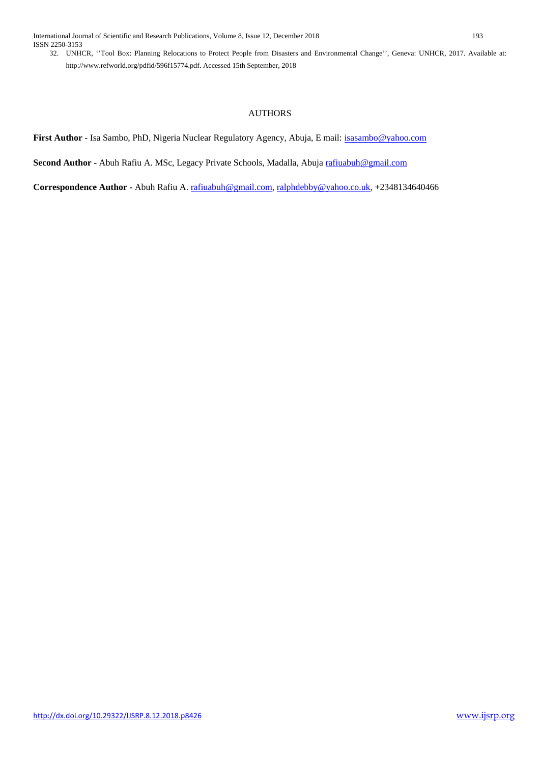32. UNHCR, ''Tool Box: Planning Relocations to Protect People from Disasters and Environmental Change'', Geneva: UNHCR, 2017. Available at: http://www.refworld.org/pdfid/596f15774.pdf. Accessed 15th September, 2018

## AUTHORS

**First Author** - Isa Sambo, PhD, Nigeria Nuclear Regulatory Agency, Abuja, E mail: isasambo@yahoo.com

**Second Author** - Abuh Rafiu A. MSc, Legacy Private Schools, Madalla, Abuja rafiuabuh@gmail.com

**Correspondence Author -** Abuh Rafiu A. rafiuabuh@gmail.com, ralphdebby@yahoo.co.uk, +2348134640466